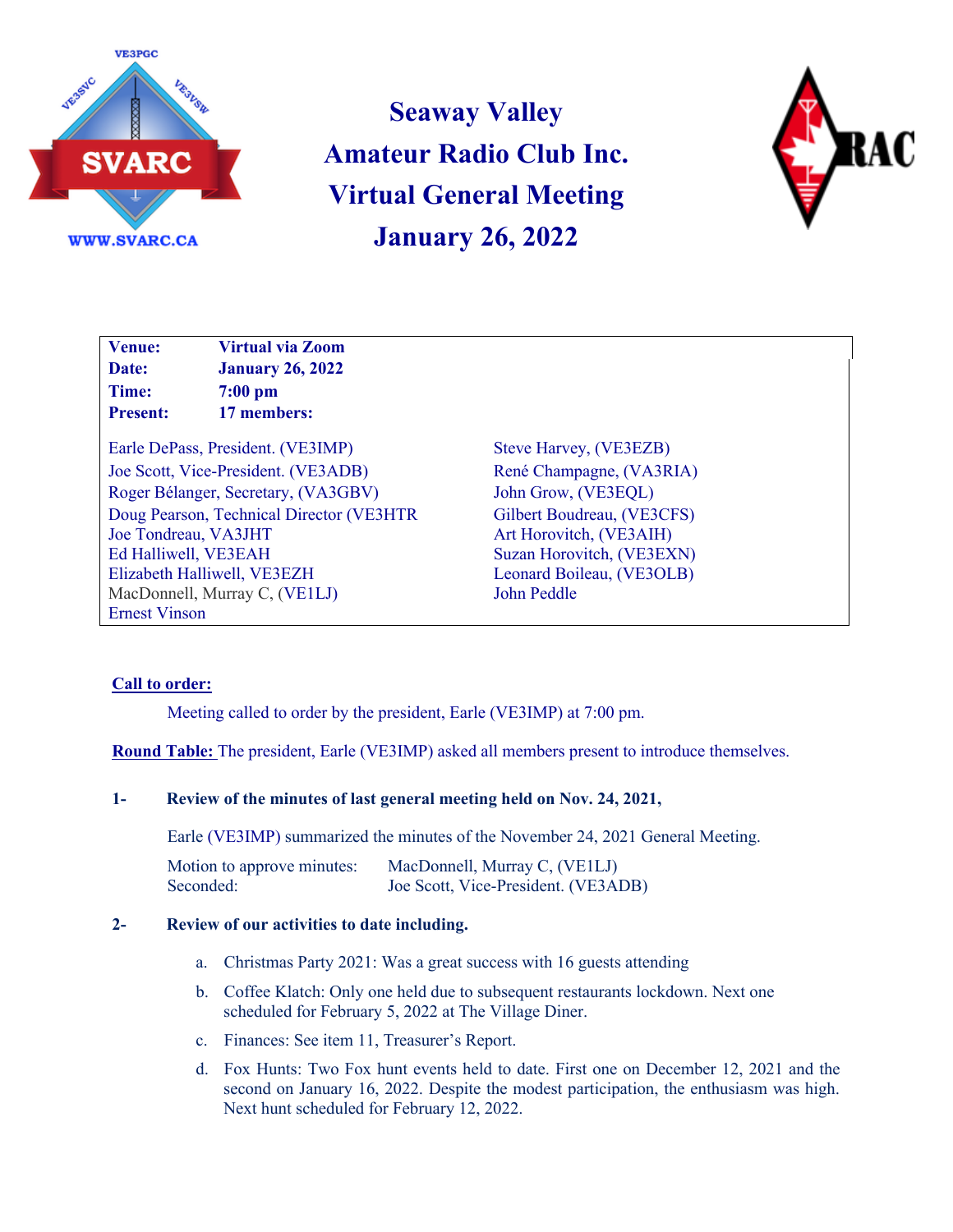# Seaway Valley Amateur Radio Club Inc. Virtual General Meeting January 26, 2022

**Venue:** Virtual via Zoom
**Date:** January 26, 2022
**Time:** 7:00 pm
**Present:** 17 members:

Earle DePass, President. (VE3IMP)
Joe Scott, Vice-President. (VE3ADB)
Roger Bélanger, Secretary, (VA3GBV)
Doug Pearson, Technical Director (VE3HTR
Joe Tondreau, VA3JHT
Ed Halliwell, VE3EAH
Elizabeth Halliwell, VE3EZH
MacDonnell, Murray C, (VE1LJ)
Ernest Vinson
Steve Harvey, (VE3EZB)
René Champagne, (VA3RIA)
John Grow, (VE3EQL)
Gilbert Boudreau, (VE3CFS)
Art Horovitch, (VE3AIH)
Suzan Horovitch, (VE3EXN)
Leonard Boileau, (VE3OLB)
John Peddle

**Call to order:**

Meeting called to order by the president, Earle (VE3IMP) at 7:00 pm.

**Round Table:** The president, Earle (VE3IMP) asked all members present to introduce themselves.

**1- Review of the minutes of last general meeting held on Nov. 24, 2021,**

Earle (VE3IMP) summarized the minutes of the November 24, 2021 General Meeting.

Motion to approve minutes: MacDonnell, Murray C, (VE1LJ)
Seconded: Joe Scott, Vice-President. (VE3ADB)

**2- Review of our activities to date including.**

a. Christmas Party 2021: Was a great success with 16 guests attending
b. Coffee Klatch: Only one held due to subsequent restaurants lockdown. Next one scheduled for February 5, 2022 at The Village Diner.
c. Finances: See item 11, Treasurer's Report.
d. Fox Hunts: Two Fox hunt events held to date. First one on December 12, 2021 and the second on January 16, 2022. Despite the modest participation, the enthusiasm was high. Next hunt scheduled for February 12, 2022.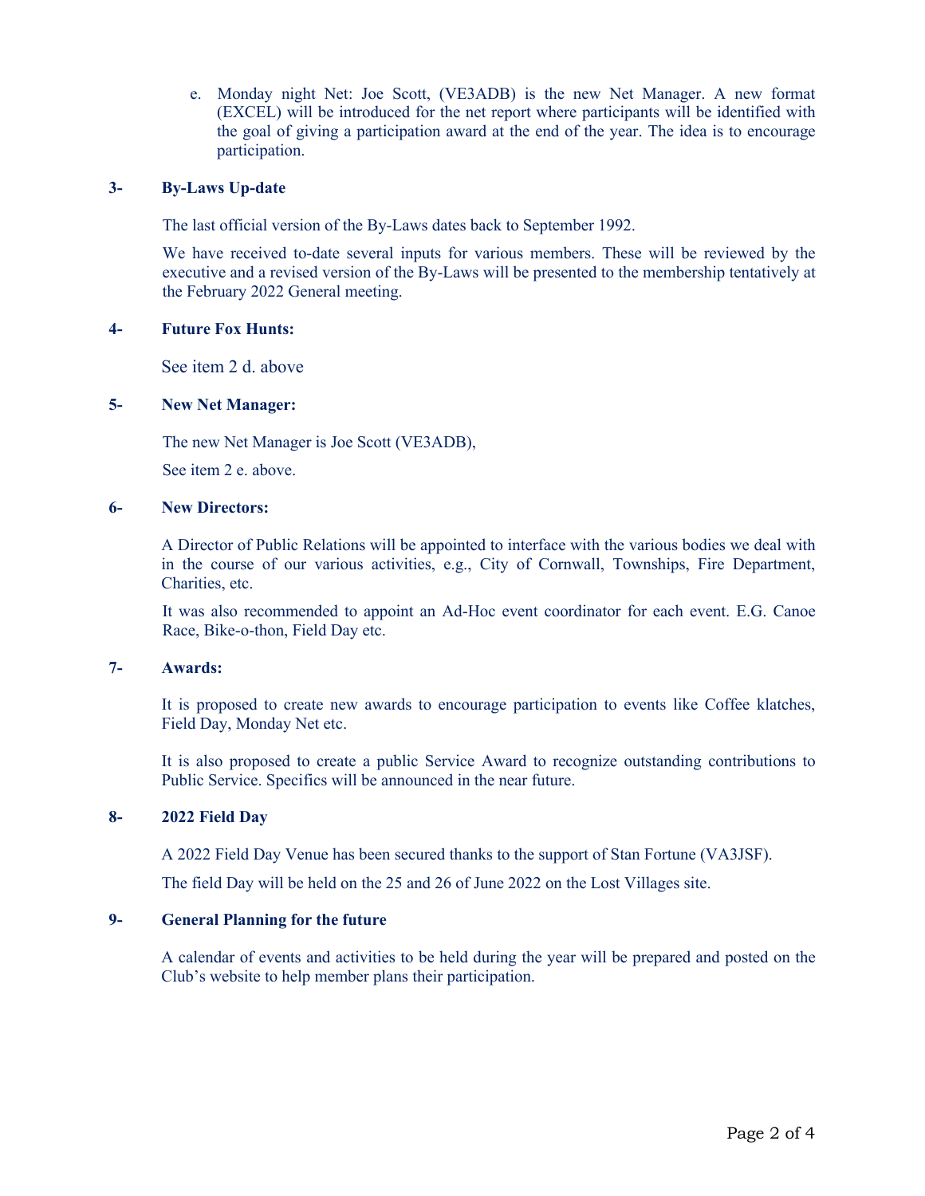e. Monday night Net: Joe Scott, (VE3ADB) is the new Net Manager. A new format (EXCEL) will be introduced for the net report where participants will be identified with the goal of giving a participation award at the end of the year. The idea is to encourage participation.

**3- By-Laws Up-date**

The last official version of the By-Laws dates back to September 1992.

We have received to-date several inputs for various members. These will be reviewed by the executive and a revised version of the By-Laws will be presented to the membership tentatively at the February 2022 General meeting.

**4- Future Fox Hunts:**

See item 2 d. above

**5- New Net Manager:**

The new Net Manager is Joe Scott (VE3ADB),

See item 2 e. above.

**6- New Directors:**

A Director of Public Relations will be appointed to interface with the various bodies we deal with in the course of our various activities, e.g., City of Cornwall, Townships, Fire Department, Charities, etc.

It was also recommended to appoint an Ad-Hoc event coordinator for each event. E.G. Canoe Race, Bike-o-thon, Field Day etc.

**7- Awards:**

It is proposed to create new awards to encourage participation to events like Coffee klatches, Field Day, Monday Net etc.

It is also proposed to create a public Service Award to recognize outstanding contributions to Public Service. Specifics will be announced in the near future.

**8- 2022 Field Day**

A 2022 Field Day Venue has been secured thanks to the support of Stan Fortune (VA3JSF).

The field Day will be held on the 25 and 26 of June 2022 on the Lost Villages site.

**9- General Planning for the future**

A calendar of events and activities to be held during the year will be prepared and posted on the Club's website to help member plans their participation.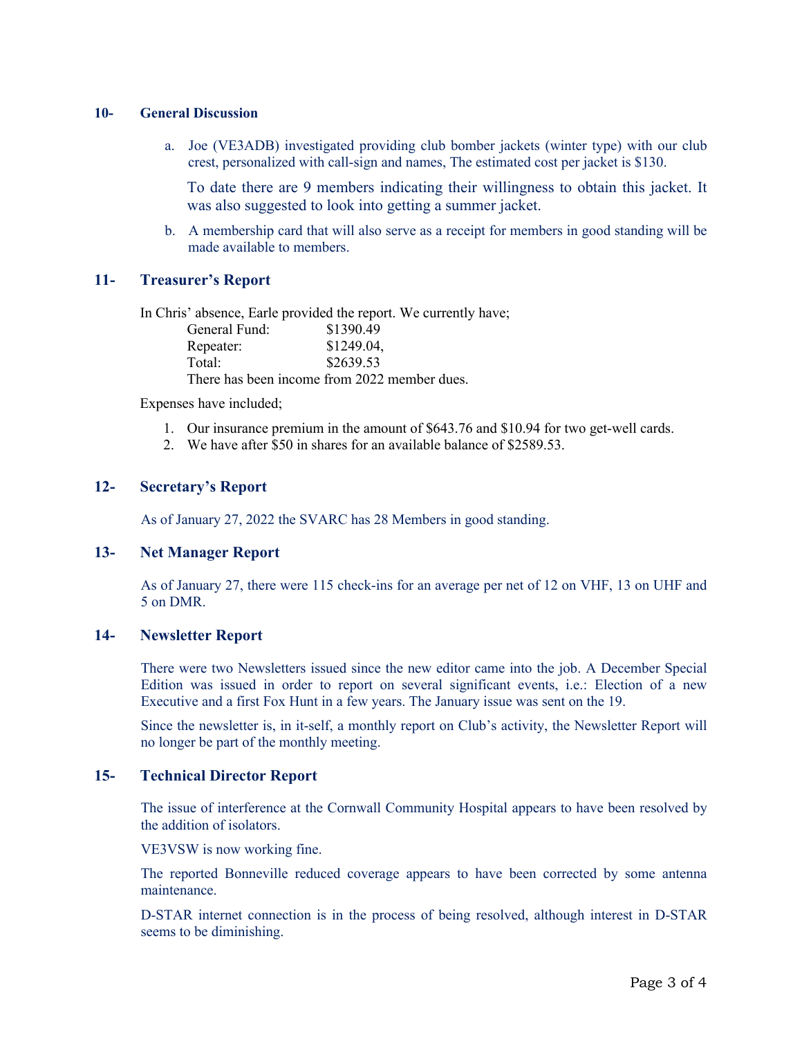## 10- General Discussion

a. Joe (VE3ADB) investigated providing club bomber jackets (winter type) with our club crest, personalized with call-sign and names, The estimated cost per jacket is $130.

   To date there are 9 members indicating their willingness to obtain this jacket. It was also suggested to look into getting a summer jacket.

b. A membership card that will also serve as a receipt for members in good standing will be made available to members.

## 11- Treasurer's Report

In Chris' absence, Earle provided the report. We currently have;

| | |
|---|---|
| General Fund: | $1390.49 |
| Repeater: | $1249.04, |
| Total: | $2639.53 |

There has been income from 2022 member dues.

Expenses have included;

1. Our insurance premium in the amount of $643.76 and $10.94 for two get-well cards.
2. We have after $50 in shares for an available balance of $2589.53.

## 12- Secretary's Report

As of January 27, 2022 the SVARC has 28 Members in good standing.

## 13- Net Manager Report

As of January 27, there were 115 check-ins for an average per net of 12 on VHF, 13 on UHF and 5 on DMR.

## 14- Newsletter Report

There were two Newsletters issued since the new editor came into the job. A December Special Edition was issued in order to report on several significant events, i.e.: Election of a new Executive and a first Fox Hunt in a few years. The January issue was sent on the 19.

Since the newsletter is, in it-self, a monthly report on Club's activity, the Newsletter Report will no longer be part of the monthly meeting.

## 15- Technical Director Report

The issue of interference at the Cornwall Community Hospital appears to have been resolved by the addition of isolators.

VE3VSW is now working fine.

The reported Bonneville reduced coverage appears to have been corrected by some antenna maintenance.

D-STAR internet connection is in the process of being resolved, although interest in D-STAR seems to be diminishing.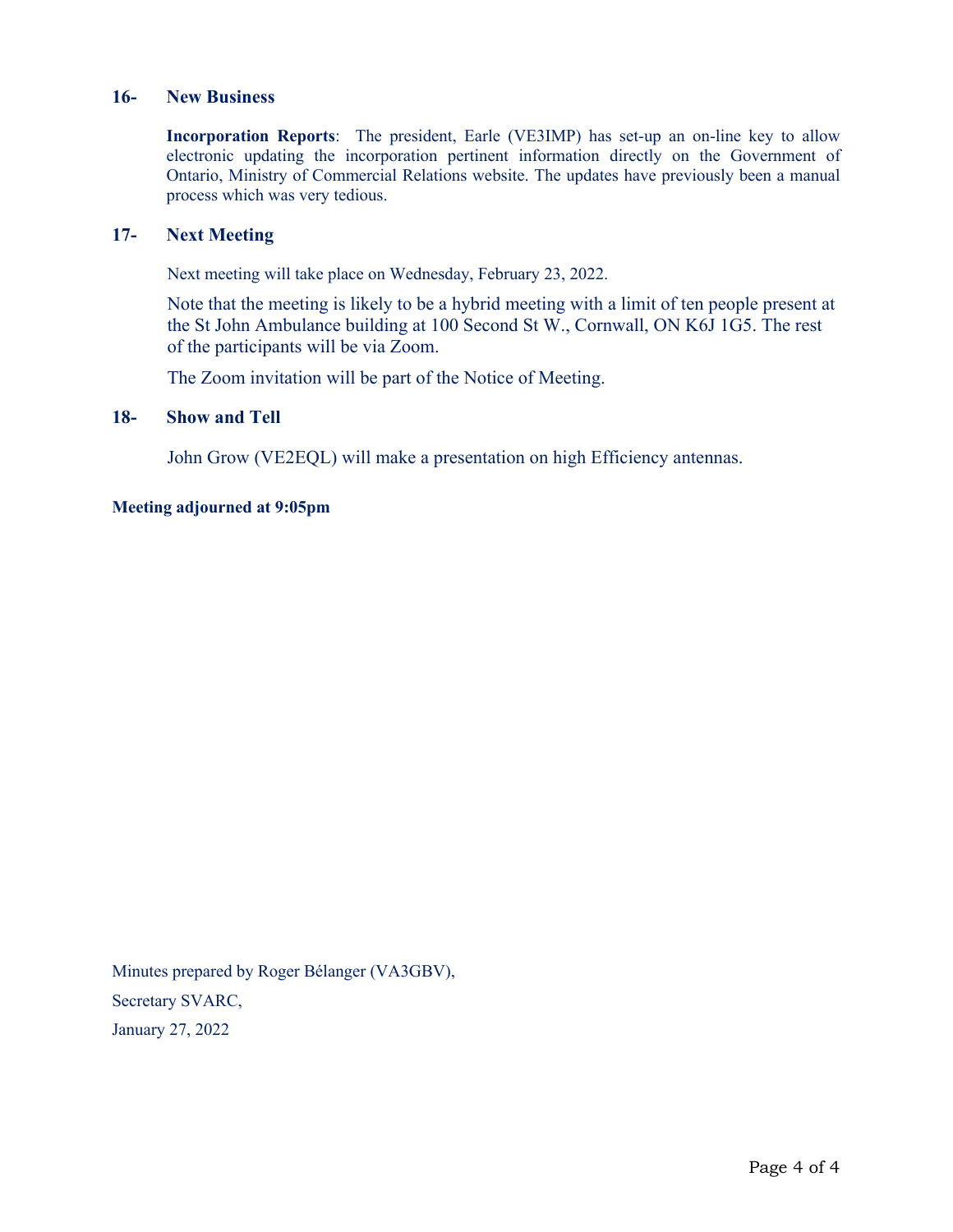## 16- New Business

**Incorporation Reports**: The president, Earle (VE3IMP) has set-up an on-line key to allow electronic updating the incorporation pertinent information directly on the Government of Ontario, Ministry of Commercial Relations website. The updates have previously been a manual process which was very tedious.

## 17- Next Meeting

Next meeting will take place on Wednesday, February 23, 2022.

Note that the meeting is likely to be a hybrid meeting with a limit of ten people present at the St John Ambulance building at 100 Second St W., Cornwall, ON K6J 1G5. The rest of the participants will be via Zoom.

The Zoom invitation will be part of the Notice of Meeting.

## 18- Show and Tell

John Grow (VE2EQL) will make a presentation on high Efficiency antennas.

**Meeting adjourned at 9:05pm**

Minutes prepared by Roger Bélanger (VA3GBV),

Secretary SVARC,

January 27, 2022